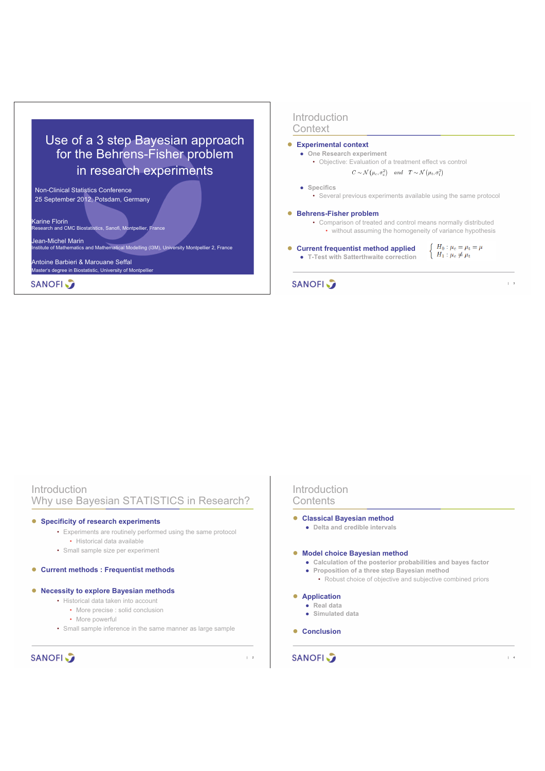# Use of a 3 step Bayesian approach for the Behrens-Fisher problem in research experiments

Non-Clinical Statistics Conference
25 September 2012, Potsdam, Germany

Karine Florin
Research and CMC Biostatistics, Sanofi, Montpellier, France

Jean-Michel Marin
Institute of Mathematics and Mathematical Modelling (I3M), University Montpellier 2, France

Antoine Barbieri & Marouane Seffal
Master's degree in Biostatistic, University of Montpellier

## Introduction Context

- **Experimental context**
  - One Research experiment
    - Objective: Evaluation of a treatment effect vs control

$$C \sim \mathcal{N}(\mu_c, \sigma_c^2) \quad and \quad T \sim \mathcal{N}(\mu_t, \sigma_t^2)$$

  - Specifics
    - Several previous experiments available using the same protocol
- **Behrens-Fisher problem**
    - Comparison of treated and control means normally distributed
      - without assuming the homogeneity of variance hypothesis
- **Current frequentist method applied**
  - T-Test with Satterthwaite correction

$$\begin{cases} H_0 : \mu_c = \mu_t = \mu \\ H_1 : \mu_c \neq \mu_t \end{cases}$$

## Introduction Why use Bayesian STATISTICS in Research?

- **Specificity of research experiments**
    - Experiments are routinely performed using the same protocol
      - Historical data available
    - Small sample size per experiment
- **Current methods : Frequentist methods**
- **Necessity to explore Bayesian methods**
    - Historical data taken into account
      - More precise : solid conclusion
      - More powerful
    - Small sample inference in the same manner as large sample

## Introduction Contents

- **Classical Bayesian method**
  - Delta and credible intervals
- **Model choice Bayesian method**
  - Calculation of the posterior probabilities and bayes factor
  - Proposition of a three step Bayesian method
    - Robust choice of objective and subjective combined priors
- **Application**
  - Real data
  - Simulated data
- **Conclusion**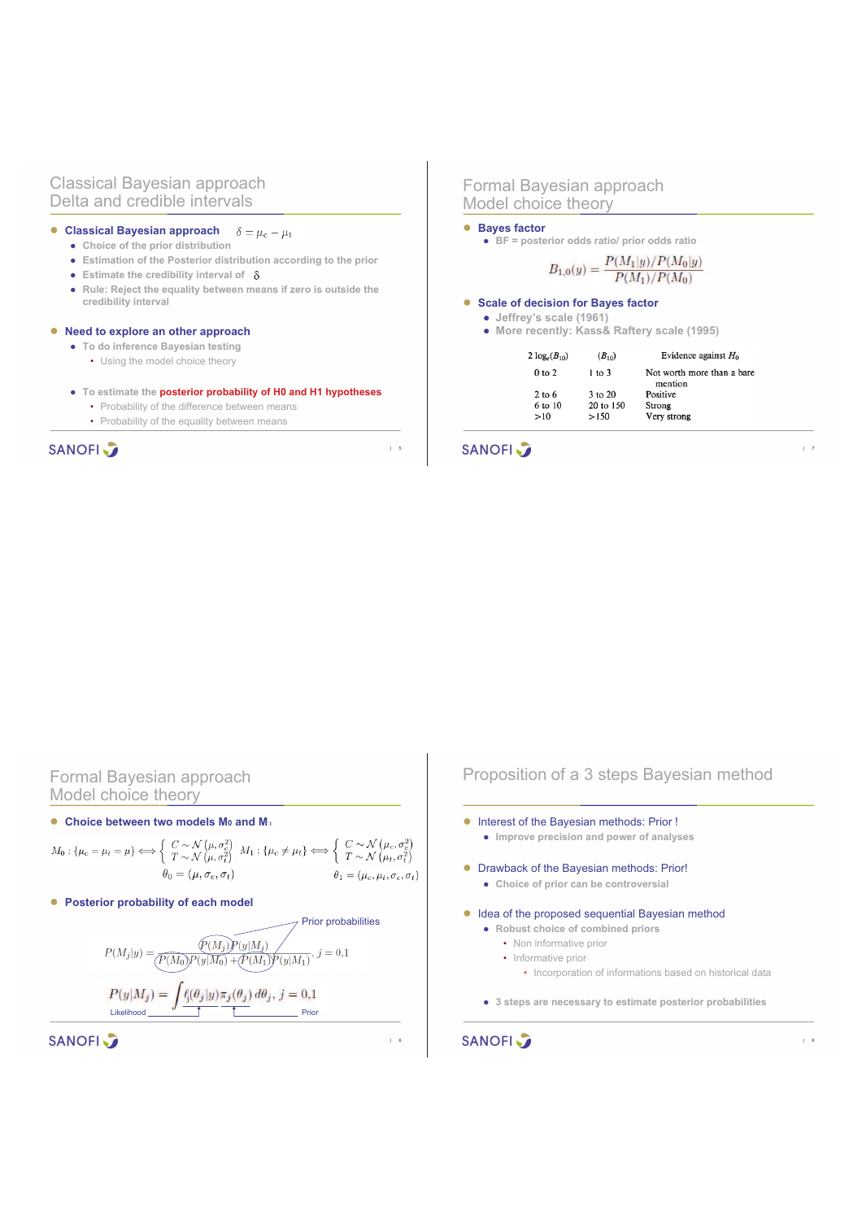## Classical Bayesian approach
### Delta and credible intervals

- **Classical Bayesian approach** $\delta = \mu_c - \mu_t$
  - Choice of the prior distribution
  - Estimation of the Posterior distribution according to the prior
  - Estimate the credibility interval of $\delta$
  - Rule: Reject the equality between means if zero is outside the credibility interval

- **Need to explore an other approach**
  - To do inference Bayesian testing
    - Using the model choice theory
  - To estimate the **posterior probability of H0 and H1 hypotheses**
    - Probability of the difference between means
    - Probability of the equality between means

## Formal Bayesian approach
### Model choice theory

- **Bayes factor**
  - BF = posterior odds ratio/ prior odds ratio

$$B_{1,0}(y) = \frac{P(M_1|y)/P(M_0|y)}{P(M_1)/P(M_0)}$$

- **Scale of decision for Bayes factor**
  - Jeffrey's scale (1961)
  - More recently: Kass& Raftery scale (1995)

| $2\log_e(B_{10})$ | $(B_{10})$ | Evidence against $H_0$ |
|---|---|---|
| 0 to 2 | 1 to 3 | Not worth more than a bare mention |
| 2 to 6 | 3 to 20 | Positive |
| 6 to 10 | 20 to 150 | Strong |
| >10 | >150 | Very strong |

## Formal Bayesian approach
### Model choice theory

- **Choice between two models $M_0$ and $M_1$**

$$M_0 : \{\mu_c = \mu_t = \mu\} \Longleftrightarrow \left\{ \begin{array}{l} C \sim \mathcal{N}(\mu, \sigma_c^2) \\ T \sim \mathcal{N}(\mu, \sigma_t^2) \end{array} \right. \quad M_1 : \{\mu_c \neq \mu_t\} \Longleftrightarrow \left\{ \begin{array}{l} C \sim \mathcal{N}(\mu_c, \sigma_c^2) \\ T \sim \mathcal{N}(\mu_t, \sigma_t^2) \end{array} \right.$$

$$\theta_0 = (\mu, \sigma_c, \sigma_t) \qquad \theta_1 = (\mu_c, \mu_t, \sigma_c, \sigma_t)$$

- **Posterior probability of each model**

Prior probabilities

$$P(M_j|y) = \frac{P(M_j)P(y|M_j)}{P(M_0)P(y|M_0) + P(M_1)P(y|M_1)}, \; j = 0,1$$

$$P(y|M_j) = \int \ell(\theta_j|y)\pi_j(\theta_j)\, d\theta_j, \; j = 0,1$$

Likelihood — Prior

## Proposition of a 3 steps Bayesian method

- Interest of the Bayesian methods: Prior !
  - Improve precision and power of analyses
- Drawback of the Bayesian methods: Prior!
  - Choice of prior can be controversial
- Idea of the proposed sequential Bayesian method
  - Robust choice of combined priors
    - Non informative prior
    - Informative prior
      - Incorporation of informations based on historical data
  - 3 steps are necessary to estimate posterior probabilities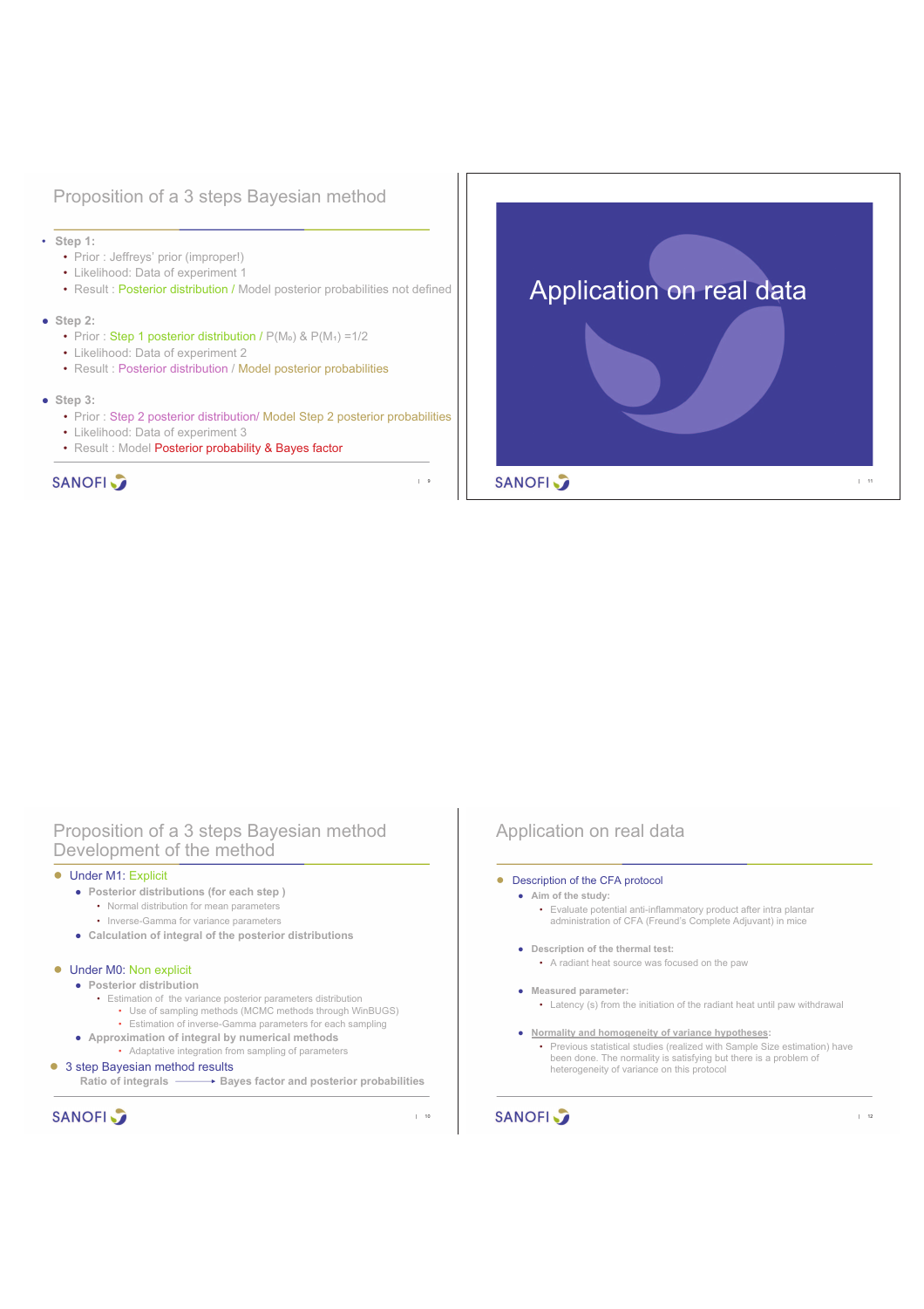## Proposition of a 3 steps Bayesian method

- **Step 1:**
  - Prior : Jeffreys' prior (improper!)
  - Likelihood: Data of experiment 1
  - Result : Posterior distribution / Model posterior probabilities not defined
- **Step 2:**
  - Prior : Step 1 posterior distribution / $P(M_0)$ & $P(M_1)$ =1/2
  - Likelihood: Data of experiment 2
  - Result : Posterior distribution / Model posterior probabilities
- **Step 3:**
  - Prior : Step 2 posterior distribution/ Model Step 2 posterior probabilities
  - Likelihood: Data of experiment 3
  - Result : Model Posterior probability & Bayes factor

## Application on real data

## Proposition of a 3 steps Bayesian method
## Development of the method

- Under M1: Explicit
  - **Posterior distributions (for each step )**
    - Normal distribution for mean parameters
    - Inverse-Gamma for variance parameters
  - **Calculation of integral of the posterior distributions**
- Under M0: Non explicit
  - **Posterior distribution**
    - Estimation of the variance posterior parameters distribution
      - Use of sampling methods (MCMC methods through WinBUGS)
      - Estimation of inverse-Gamma parameters for each sampling
  - **Approximation of integral by numerical methods**
    - Adaptative integration from sampling of parameters
- 3 step Bayesian method results
  - **Ratio of integrals** ⟶ **Bayes factor and posterior probabilities**

## Application on real data

- Description of the CFA protocol
  - **Aim of the study:**
    - Evaluate potential anti-inflammatory product after intra plantar administration of CFA (Freund's Complete Adjuvant) in mice
  - **Description of the thermal test:**
    - A radiant heat source was focused on the paw
  - **Measured parameter:**
    - Latency (s) from the initiation of the radiant heat until paw withdrawal
  - **Normality and homogeneity of variance hypotheses:**
    - Previous statistical studies (realized with Sample Size estimation) have been done. The normality is satisfying but there is a problem of heterogeneity of variance on this protocol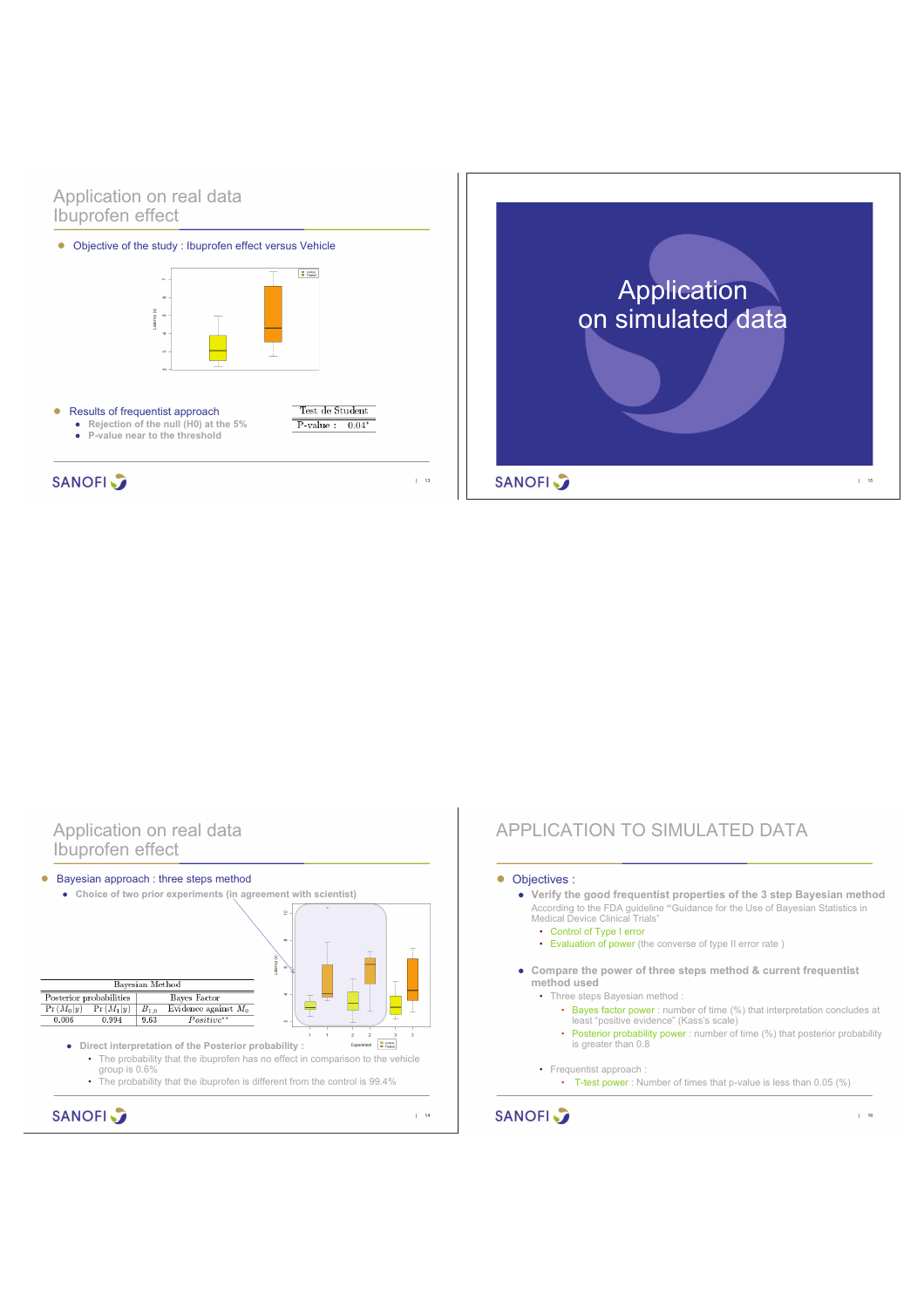# Application on real data
## Ibuprofen effect

- Objective of the study : Ibuprofen effect versus Vehicle

- Results of frequentist approach
  - Rejection of the null (H0) at the 5%
  - P-value near to the threshold

| Test de Student | |
|---|---|
| P-value : | 0.04* |

# Application on simulated data

# Application on real data
## Ibuprofen effect

- Bayesian approach : three steps method
  - Choice of two prior experiments (in agreement with scientist)

| Bayesian Method | | | |
|---|---|---|---|
| Posterior probabilities | | Bayes Factor | |
| $\Pr(M_0 \mid y)$ | $\Pr(M_1 \mid y)$ | $B_{1,0}$ | Evidence against $M_0$ |
| 0.006 | 0.994 | 9.63 | *Positive*** |

  - Direct interpretation of the Posterior probability :
    - The probability that the ibuprofen has no effect in comparison to the vehicle group is 0.6%
    - The probability that the ibuprofen is different from the control is 99.4%

# APPLICATION TO SIMULATED DATA

- Objectives :
  - **Verify the good frequentist properties of the 3 step Bayesian method**
    According to the FDA guideline "Guidance for the Use of Bayesian Statistics in Medical Device Clinical Trials"
    - Control of Type I error
    - Evaluation of power (the converse of type II error rate )
  - **Compare the power of three steps method & current frequentist method used**
    - Three steps Bayesian method :
      - Bayes factor power : number of time (%) that interpretation concludes at least "positive evidence" (Kass's scale)
      - Posterior probability power : number of time (%) that posterior probability is greater than 0.8
    - Frequentist approach :
      - T-test power : Number of times that p-value is less than 0.05 (%)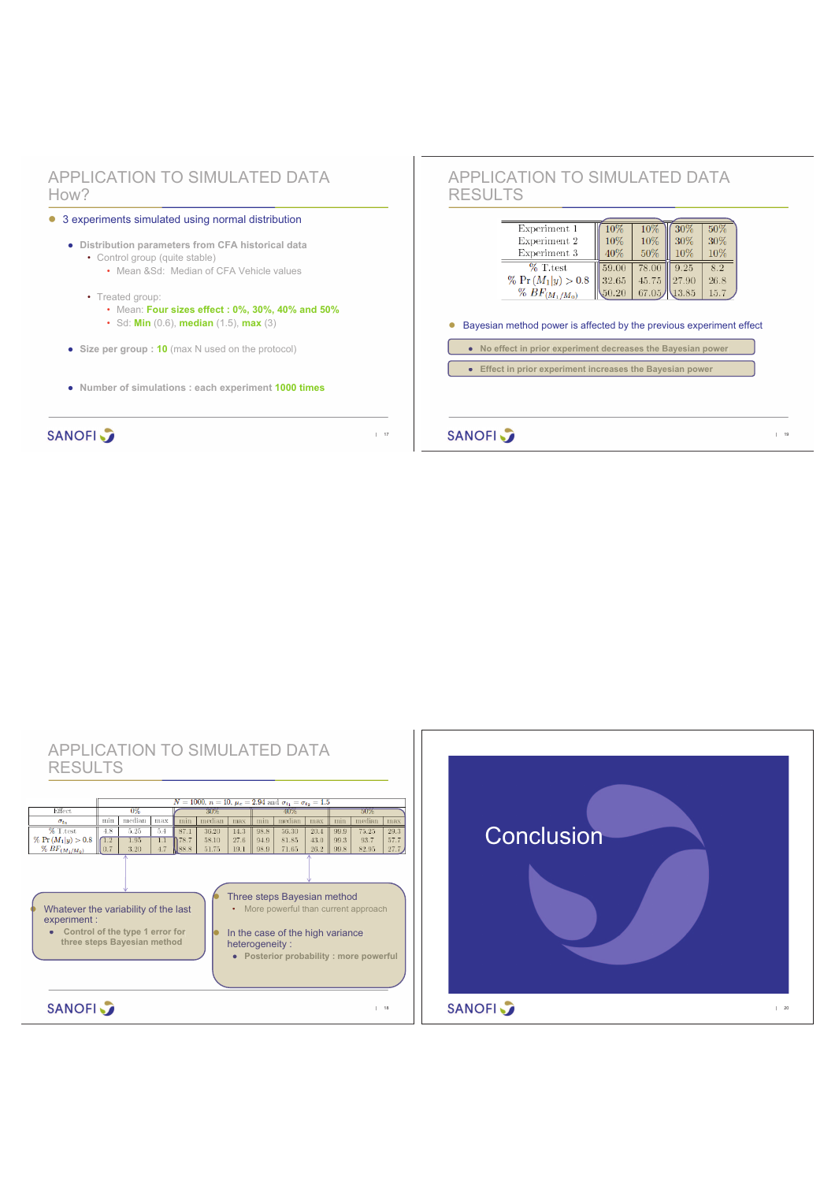# APPLICATION TO SIMULATED DATA
## How?

- 3 experiments simulated using normal distribution
  - **Distribution parameters from CFA historical data**
    - Control group (quite stable)
      - Mean &Sd: Median of CFA Vehicle values
    - Treated group:
      - Mean: **Four sizes effect : 0%, 30%, 40% and 50%**
      - Sd: **Min** (0.6), **median** (1.5), **max** (3)
  - **Size per group** : **10** (max N used on the protocol)
  - **Number of simulations : each experiment 1000 times**

# APPLICATION TO SIMULATED DATA
## RESULTS

| | | | | |
|---|---|---|---|---|
| Experiment 1 | 10% | 10% | 30% | 50% |
| Experiment 2 | 10% | 10% | 30% | 30% |
| Experiment 3 | 40% | 50% | 10% | 10% |
| % T.test | 59.00 | 78.00 | 9.25 | 8.2 |
| % $\Pr(M_1\|y) > 0.8$ | 32.65 | 45.75 | 27.90 | 26.8 |
| % $BF_{(M_1/M_0)}$ | 50.20 | 67.05 | 13.85 | 15.7 |

- Bayesian method power is affected by the previous experiment effect
  - No effect in prior experiment decreases the Bayesian power
  - Effect in prior experiment increases the Bayesian power

# APPLICATION TO SIMULATED DATA
## RESULTS

$N = 1000$, $n = 10$, $\mu_c = 2.94$ and $\sigma_{t_1} = \sigma_{t_2} = 1.5$

| Effect | 0% | | | 30% | | | 40% | | | 50% | | |
|---|---|---|---|---|---|---|---|---|---|---|---|---|
| $\sigma_{t_3}$ | min | median | max | min | median | max | min | median | max | min | median | max |
| % T.test | 4.8 | 5.25 | 5.4 | 87.1 | 36.20 | 14.3 | 98.8 | 56.30 | 20.4 | 99.9 | 75.25 | 29.3 |
| % $\Pr(M_1\|y) > 0.8$ | 1.2 | 1.95 | 1.1 | 78.7 | 58.10 | 27.6 | 94.9 | 81.85 | 43.0 | 99.3 | 93.7 | 57.7 |
| % $BF_{(M_1/M_0)}$ | 0.7 | 3.20 | 4.7 | 88.8 | 51.75 | 19.1 | 98.9 | 71.65 | 26.2 | 99.8 | 82.95 | 27.7 |

- Whatever the variability of the last experiment :
  - **Control of the type 1 error for three steps Bayesian method**

- Three steps Bayesian method
  - More powerful than current approach
- In the case of the high variance heterogeneity :
  - **Posterior probability : more powerful**

# Conclusion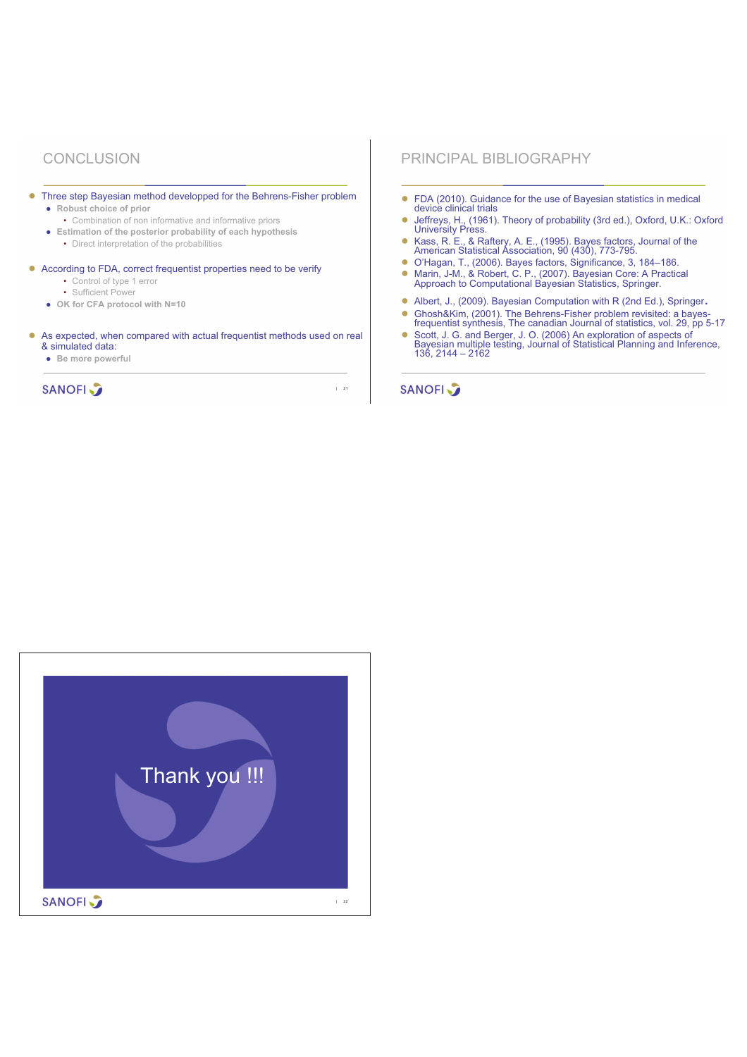## CONCLUSION

- Three step Bayesian method developped for the Behrens-Fisher problem
  - **Robust choice of prior**
    - Combination of non informative and informative priors
  - **Estimation of the posterior probability of each hypothesis**
    - Direct interpretation of the probabilities
- According to FDA, correct frequentist properties need to be verify
    - Control of type 1 error
    - Sufficient Power
  - **OK for CFA protocol with N=10**
- As expected, when compared with actual frequentist methods used on real & simulated data:
  - **Be more powerful**

SANOFI

## PRINCIPAL BIBLIOGRAPHY

- FDA (2010). Guidance for the use of Bayesian statistics in medical device clinical trials
- Jeffreys, H., (1961). Theory of probability (3rd ed.), Oxford, U.K.: Oxford University Press.
- Kass, R. E., & Raftery, A. E., (1995). Bayes factors, Journal of the American Statistical Association, 90 (430), 773-795.
- O'Hagan, T., (2006). Bayes factors, Significance, 3, 184–186.
- Marin, J-M., & Robert, C. P., (2007). Bayesian Core: A Practical Approach to Computational Bayesian Statistics, Springer.
- Albert, J., (2009). Bayesian Computation with R (2nd Ed.), Springer.
- Ghosh&Kim, (2001). The Behrens-Fisher problem revisited: a bayes-frequentist synthesis, The canadian Journal of statistics, vol. 29, pp 5-17
- Scott, J. G. and Berger, J. O. (2006) An exploration of aspects of Bayesian multiple testing, Journal of Statistical Planning and Inference, 136, 2144 – 2162

SANOFI

Thank you !!!

SANOFI